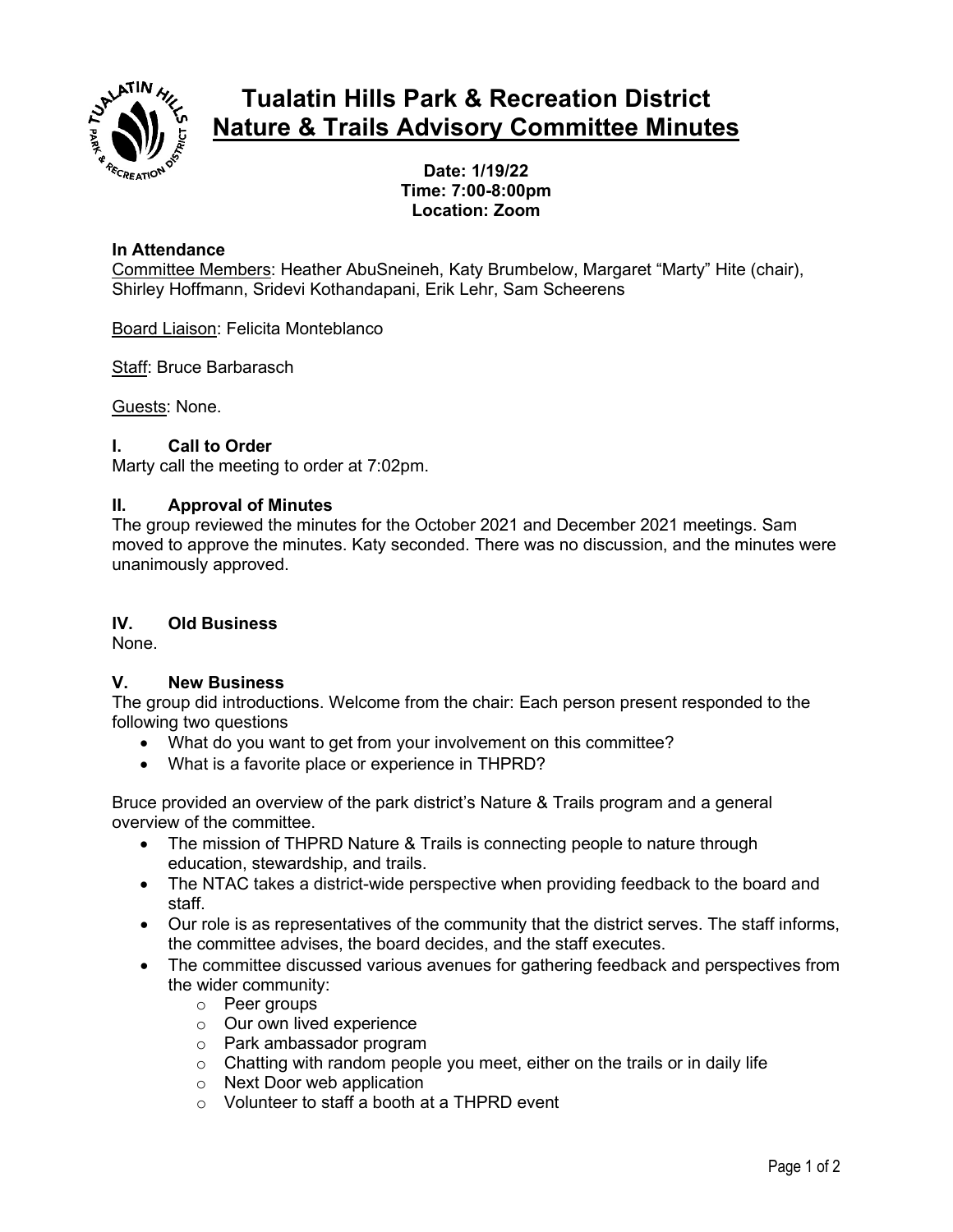# Tualatin Hills Park & Recreation District
## Nature & Trails Advisory Committee Minutes

**Date: 1/19/22**
**Time: 7:00-8:00pm**
**Location: Zoom**

**In Attendance**

Committee Members: Heather AbuSneineh, Katy Brumbelow, Margaret "Marty" Hite (chair), Shirley Hoffmann, Sridevi Kothandapani, Erik Lehr, Sam Scheerens

Board Liaison: Felicita Monteblanco

Staff: Bruce Barbarasch

Guests: None.

### I. Call to Order

Marty call the meeting to order at 7:02pm.

### II. Approval of Minutes

The group reviewed the minutes for the October 2021 and December 2021 meetings. Sam moved to approve the minutes. Katy seconded. There was no discussion, and the minutes were unanimously approved.

### IV. Old Business

None.

### V. New Business

The group did introductions. Welcome from the chair: Each person present responded to the following two questions

- What do you want to get from your involvement on this committee?
- What is a favorite place or experience in THPRD?

Bruce provided an overview of the park district's Nature & Trails program and a general overview of the committee.

- The mission of THPRD Nature & Trails is connecting people to nature through education, stewardship, and trails.
- The NTAC takes a district-wide perspective when providing feedback to the board and staff.
- Our role is as representatives of the community that the district serves. The staff informs, the committee advises, the board decides, and the staff executes.
- The committee discussed various avenues for gathering feedback and perspectives from the wider community:
  - Peer groups
  - Our own lived experience
  - Park ambassador program
  - Chatting with random people you meet, either on the trails or in daily life
  - Next Door web application
  - Volunteer to staff a booth at a THPRD event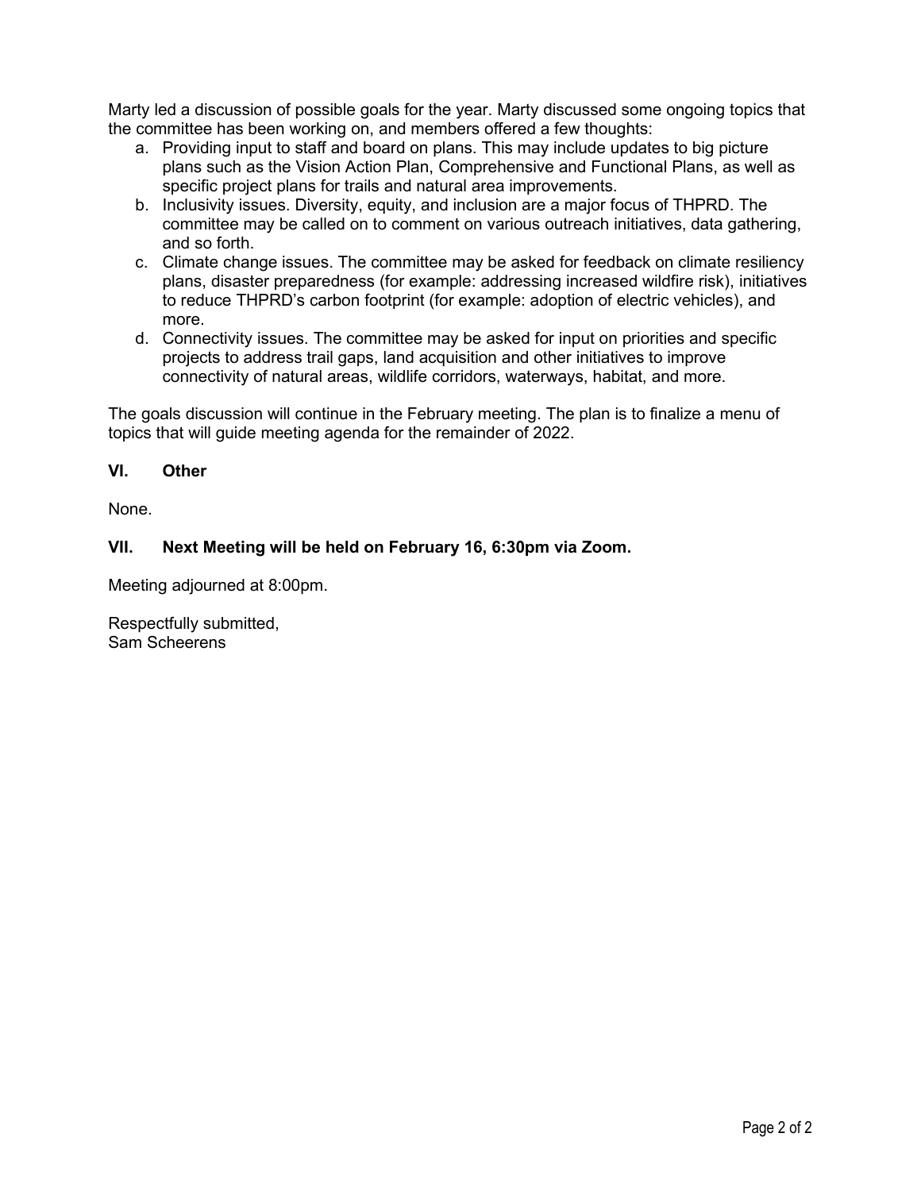Marty led a discussion of possible goals for the year. Marty discussed some ongoing topics that the committee has been working on, and members offered a few thoughts:

a. Providing input to staff and board on plans. This may include updates to big picture plans such as the Vision Action Plan, Comprehensive and Functional Plans, as well as specific project plans for trails and natural area improvements.
b. Inclusivity issues. Diversity, equity, and inclusion are a major focus of THPRD. The committee may be called on to comment on various outreach initiatives, data gathering, and so forth.
c. Climate change issues. The committee may be asked for feedback on climate resiliency plans, disaster preparedness (for example: addressing increased wildfire risk), initiatives to reduce THPRD's carbon footprint (for example: adoption of electric vehicles), and more.
d. Connectivity issues. The committee may be asked for input on priorities and specific projects to address trail gaps, land acquisition and other initiatives to improve connectivity of natural areas, wildlife corridors, waterways, habitat, and more.

The goals discussion will continue in the February meeting. The plan is to finalize a menu of topics that will guide meeting agenda for the remainder of 2022.

## VI. Other

None.

## VII. Next Meeting will be held on February 16, 6:30pm via Zoom.

Meeting adjourned at 8:00pm.

Respectfully submitted,
Sam Scheerens